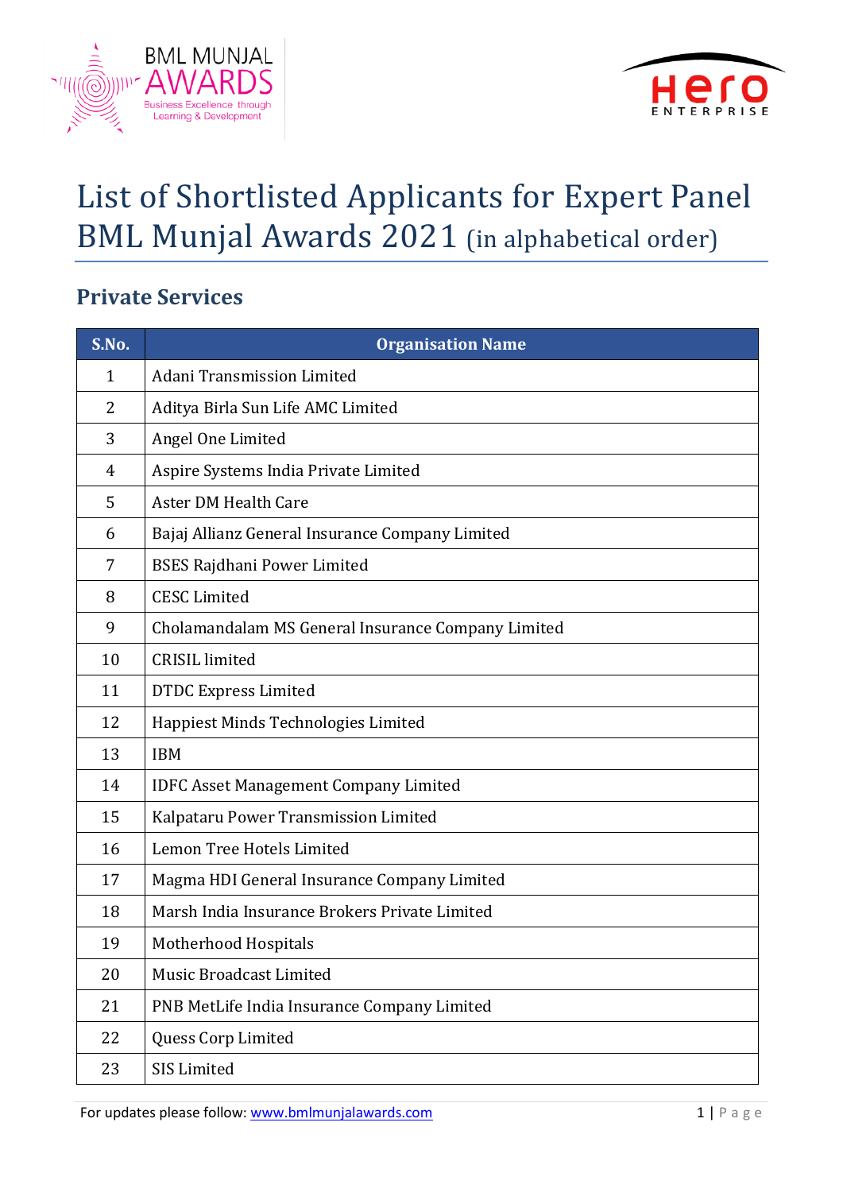# List of Shortlisted Applicants for Expert Panel BML Munjal Awards 2021 (in alphabetical order)

## Private Services

| S.No. | Organisation Name |
|---|---|
| 1 | Adani Transmission Limited |
| 2 | Aditya Birla Sun Life AMC Limited |
| 3 | Angel One Limited |
| 4 | Aspire Systems India Private Limited |
| 5 | Aster DM Health Care |
| 6 | Bajaj Allianz General Insurance Company Limited |
| 7 | BSES Rajdhani Power Limited |
| 8 | CESC Limited |
| 9 | Cholamandalam MS General Insurance Company Limited |
| 10 | CRISIL limited |
| 11 | DTDC Express Limited |
| 12 | Happiest Minds Technologies Limited |
| 13 | IBM |
| 14 | IDFC Asset Management Company Limited |
| 15 | Kalpataru Power Transmission Limited |
| 16 | Lemon Tree Hotels Limited |
| 17 | Magma HDI General Insurance Company Limited |
| 18 | Marsh India Insurance Brokers Private Limited |
| 19 | Motherhood Hospitals |
| 20 | Music Broadcast Limited |
| 21 | PNB MetLife India Insurance Company Limited |
| 22 | Quess Corp Limited |
| 23 | SIS Limited |

For updates please follow: www.bmlmunjalawards.com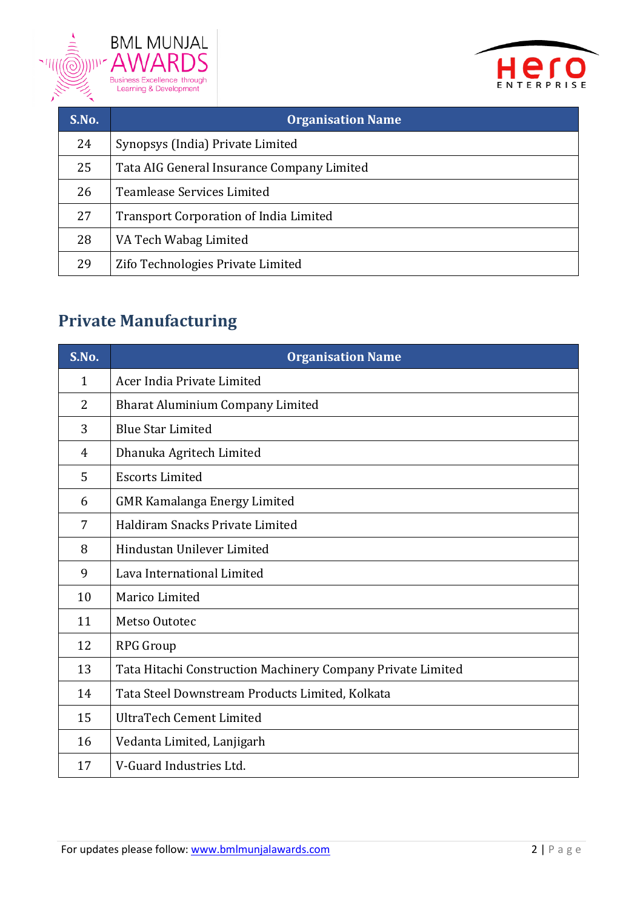| S.No. | Organisation Name |
|---|---|
| 24 | Synopsys (India) Private Limited |
| 25 | Tata AIG General Insurance Company Limited |
| 26 | Teamlease Services Limited |
| 27 | Transport Corporation of India Limited |
| 28 | VA Tech Wabag Limited |
| 29 | Zifo Technologies Private Limited |

## Private Manufacturing

| S.No. | Organisation Name |
|---|---|
| 1 | Acer India Private Limited |
| 2 | Bharat Aluminium Company Limited |
| 3 | Blue Star Limited |
| 4 | Dhanuka Agritech Limited |
| 5 | Escorts Limited |
| 6 | GMR Kamalanga Energy Limited |
| 7 | Haldiram Snacks Private Limited |
| 8 | Hindustan Unilever Limited |
| 9 | Lava International Limited |
| 10 | Marico Limited |
| 11 | Metso Outotec |
| 12 | RPG Group |
| 13 | Tata Hitachi Construction Machinery Company Private Limited |
| 14 | Tata Steel Downstream Products Limited, Kolkata |
| 15 | UltraTech Cement Limited |
| 16 | Vedanta Limited, Lanjigarh |
| 17 | V-Guard Industries Ltd. |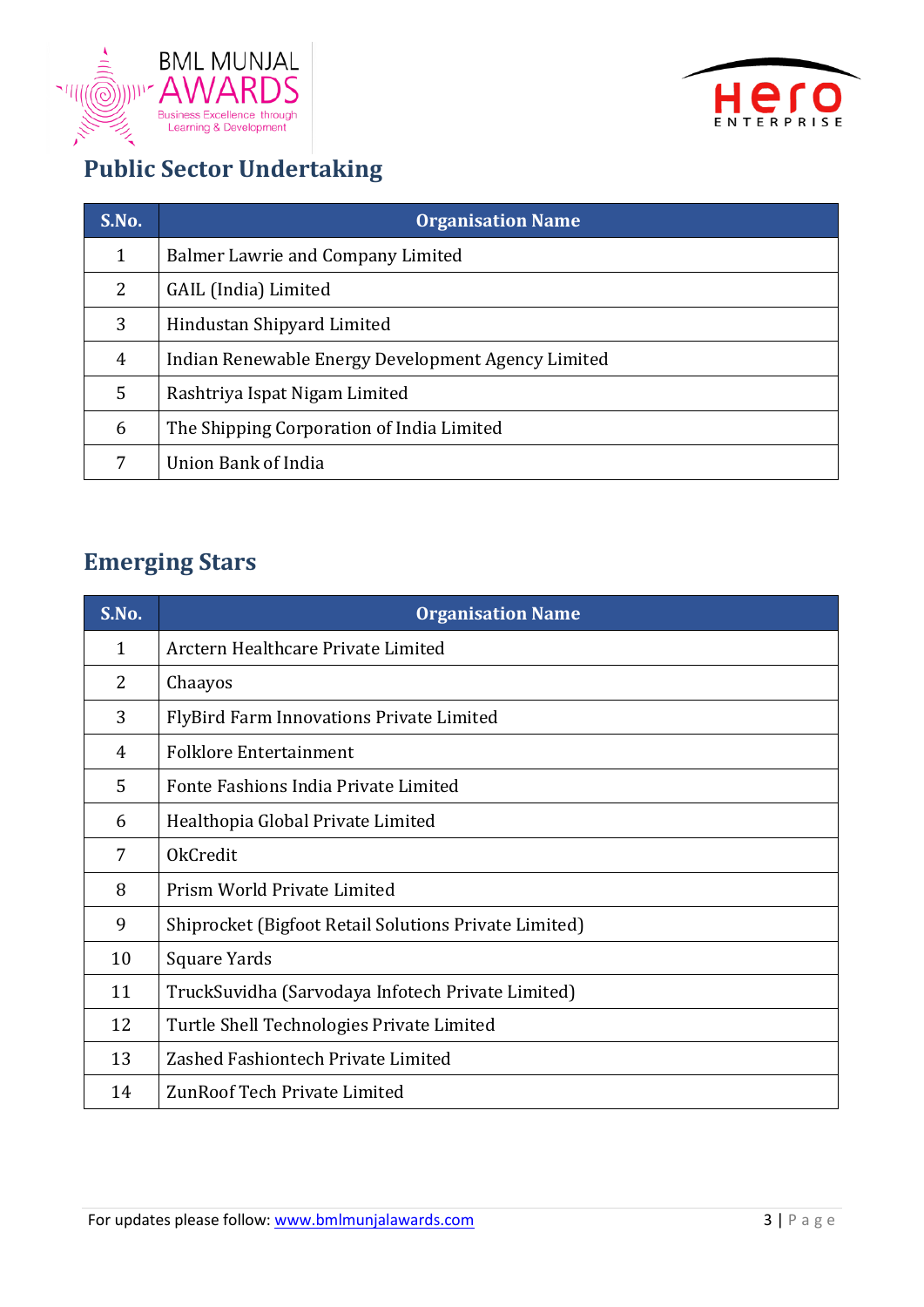## Public Sector Undertaking

| S.No. | Organisation Name |
|---|---|
| 1 | Balmer Lawrie and Company Limited |
| 2 | GAIL (India) Limited |
| 3 | Hindustan Shipyard Limited |
| 4 | Indian Renewable Energy Development Agency Limited |
| 5 | Rashtriya Ispat Nigam Limited |
| 6 | The Shipping Corporation of India Limited |
| 7 | Union Bank of India |

## Emerging Stars

| S.No. | Organisation Name |
|---|---|
| 1 | Arctern Healthcare Private Limited |
| 2 | Chaayos |
| 3 | FlyBird Farm Innovations Private Limited |
| 4 | Folklore Entertainment |
| 5 | Fonte Fashions India Private Limited |
| 6 | Healthopia Global Private Limited |
| 7 | OkCredit |
| 8 | Prism World Private Limited |
| 9 | Shiprocket (Bigfoot Retail Solutions Private Limited) |
| 10 | Square Yards |
| 11 | TruckSuvidha (Sarvodaya Infotech Private Limited) |
| 12 | Turtle Shell Technologies Private Limited |
| 13 | Zashed Fashiontech Private Limited |
| 14 | ZunRoof Tech Private Limited |

For updates please follow: www.bmlmunjalawards.com